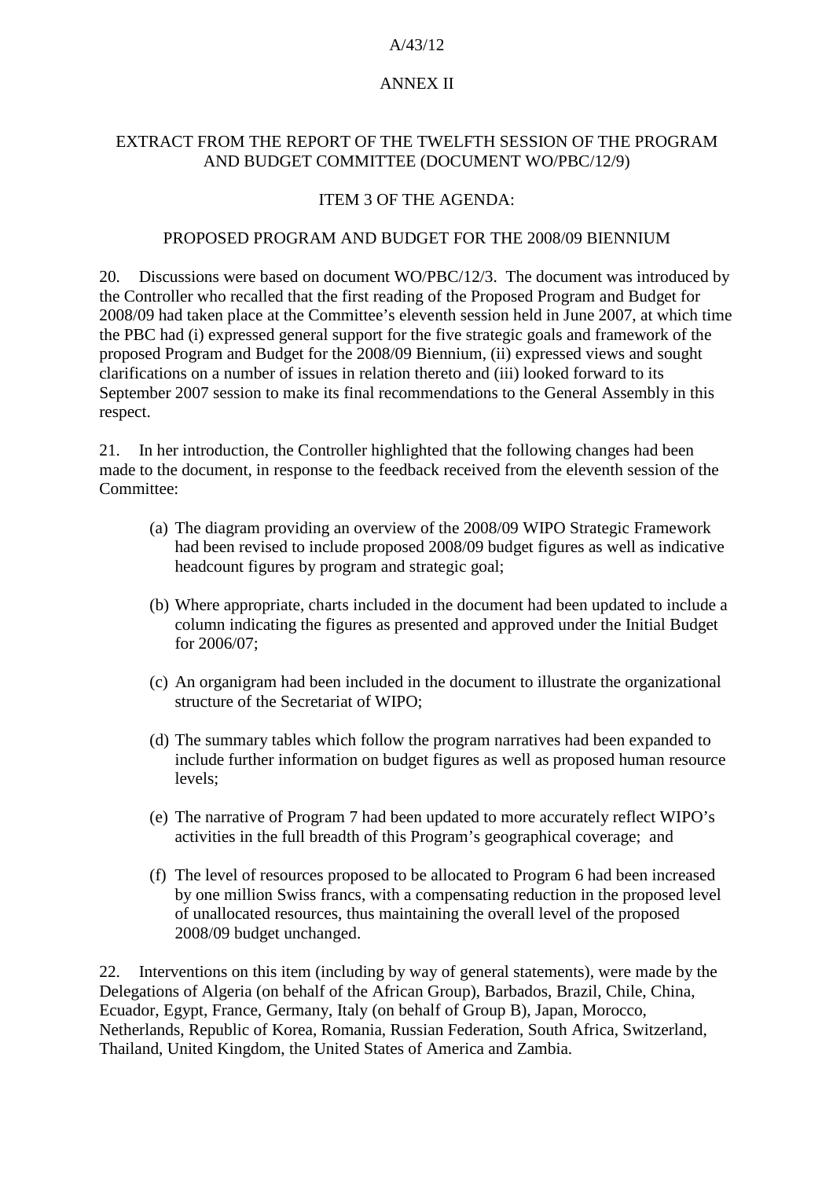A/43/12

ANNEX II

## EXTRACT FROM THE REPORT OF THE TWELFTH SESSION OF THE PROGRAM AND BUDGET COMMITTEE (DOCUMENT WO/PBC/12/9)

### ITEM 3 OF THE AGENDA:

### PROPOSED PROGRAM AND BUDGET FOR THE 2008/09 BIENNIUM

20. Discussions were based on document WO/PBC/12/3. The document was introduced by the Controller who recalled that the first reading of the Proposed Program and Budget for 2008/09 had taken place at the Committee's eleventh session held in June 2007, at which time the PBC had (i) expressed general support for the five strategic goals and framework of the proposed Program and Budget for the 2008/09 Biennium, (ii) expressed views and sought clarifications on a number of issues in relation thereto and (iii) looked forward to its September 2007 session to make its final recommendations to the General Assembly in this respect.

21. In her introduction, the Controller highlighted that the following changes had been made to the document, in response to the feedback received from the eleventh session of the Committee:

(a) The diagram providing an overview of the 2008/09 WIPO Strategic Framework had been revised to include proposed 2008/09 budget figures as well as indicative headcount figures by program and strategic goal;

(b) Where appropriate, charts included in the document had been updated to include a column indicating the figures as presented and approved under the Initial Budget for 2006/07;

(c) An organigram had been included in the document to illustrate the organizational structure of the Secretariat of WIPO;

(d) The summary tables which follow the program narratives had been expanded to include further information on budget figures as well as proposed human resource levels;

(e) The narrative of Program 7 had been updated to more accurately reflect WIPO's activities in the full breadth of this Program's geographical coverage; and

(f) The level of resources proposed to be allocated to Program 6 had been increased by one million Swiss francs, with a compensating reduction in the proposed level of unallocated resources, thus maintaining the overall level of the proposed 2008/09 budget unchanged.

22. Interventions on this item (including by way of general statements), were made by the Delegations of Algeria (on behalf of the African Group), Barbados, Brazil, Chile, China, Ecuador, Egypt, France, Germany, Italy (on behalf of Group B), Japan, Morocco, Netherlands, Republic of Korea, Romania, Russian Federation, South Africa, Switzerland, Thailand, United Kingdom, the United States of America and Zambia.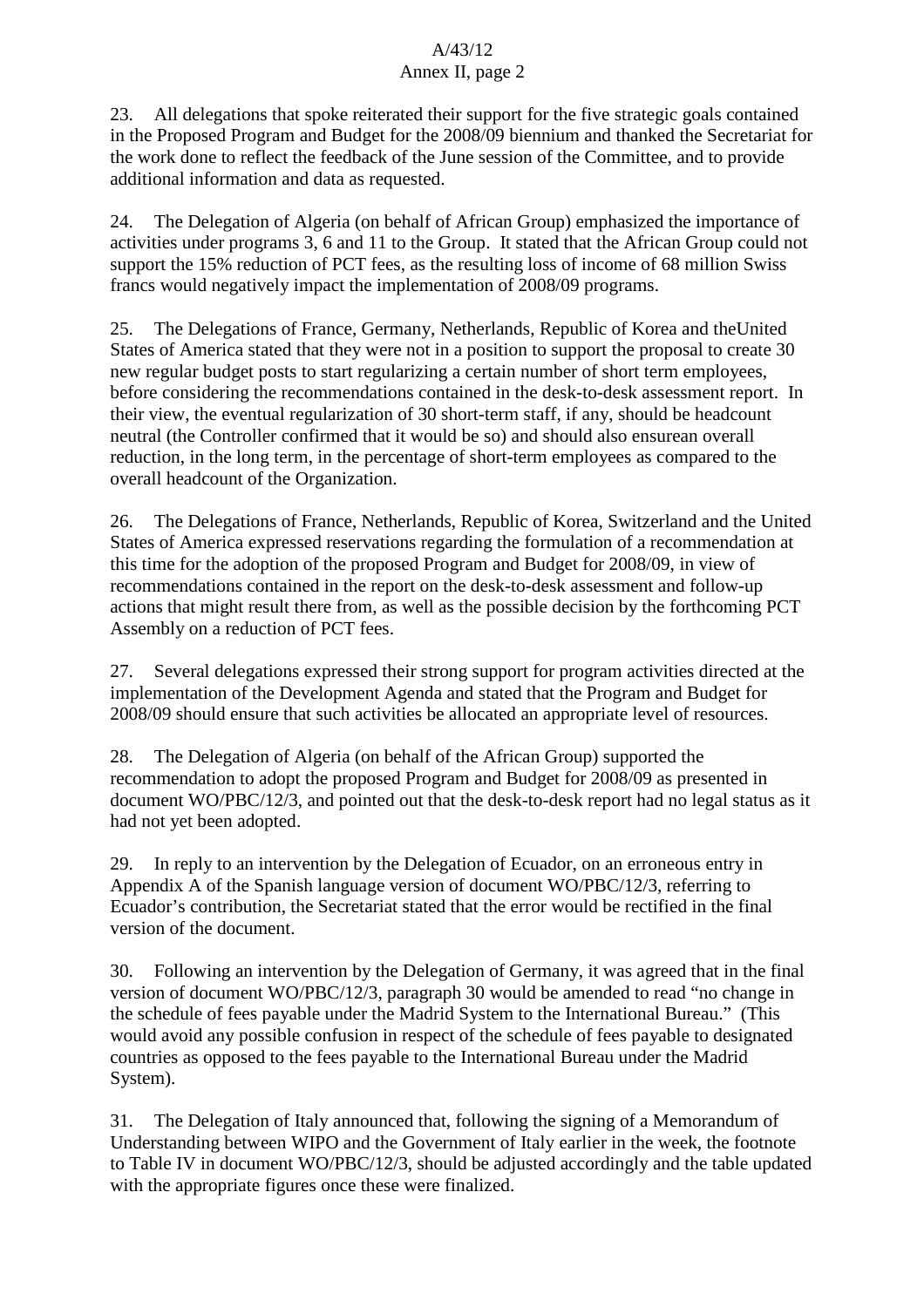23. All delegations that spoke reiterated their support for the five strategic goals contained in the Proposed Program and Budget for the 2008/09 biennium and thanked the Secretariat for the work done to reflect the feedback of the June session of the Committee, and to provide additional information and data as requested.

24. The Delegation of Algeria (on behalf of African Group) emphasized the importance of activities under programs 3, 6 and 11 to the Group. It stated that the African Group could not support the 15% reduction of PCT fees, as the resulting loss of income of 68 million Swiss francs would negatively impact the implementation of 2008/09 programs.

25. The Delegations of France, Germany, Netherlands, Republic of Korea and theUnited States of America stated that they were not in a position to support the proposal to create 30 new regular budget posts to start regularizing a certain number of short term employees, before considering the recommendations contained in the desk-to-desk assessment report. In their view, the eventual regularization of 30 short-term staff, if any, should be headcount neutral (the Controller confirmed that it would be so) and should also ensurean overall reduction, in the long term, in the percentage of short-term employees as compared to the overall headcount of the Organization.

26. The Delegations of France, Netherlands, Republic of Korea, Switzerland and the United States of America expressed reservations regarding the formulation of a recommendation at this time for the adoption of the proposed Program and Budget for 2008/09, in view of recommendations contained in the report on the desk-to-desk assessment and follow-up actions that might result there from, as well as the possible decision by the forthcoming PCT Assembly on a reduction of PCT fees.

27. Several delegations expressed their strong support for program activities directed at the implementation of the Development Agenda and stated that the Program and Budget for 2008/09 should ensure that such activities be allocated an appropriate level of resources.

28. The Delegation of Algeria (on behalf of the African Group) supported the recommendation to adopt the proposed Program and Budget for 2008/09 as presented in document WO/PBC/12/3, and pointed out that the desk-to-desk report had no legal status as it had not yet been adopted.

29. In reply to an intervention by the Delegation of Ecuador, on an erroneous entry in Appendix A of the Spanish language version of document WO/PBC/12/3, referring to Ecuador's contribution, the Secretariat stated that the error would be rectified in the final version of the document.

30. Following an intervention by the Delegation of Germany, it was agreed that in the final version of document WO/PBC/12/3, paragraph 30 would be amended to read "no change in the schedule of fees payable under the Madrid System to the International Bureau." (This would avoid any possible confusion in respect of the schedule of fees payable to designated countries as opposed to the fees payable to the International Bureau under the Madrid System).

31. The Delegation of Italy announced that, following the signing of a Memorandum of Understanding between WIPO and the Government of Italy earlier in the week, the footnote to Table IV in document WO/PBC/12/3, should be adjusted accordingly and the table updated with the appropriate figures once these were finalized.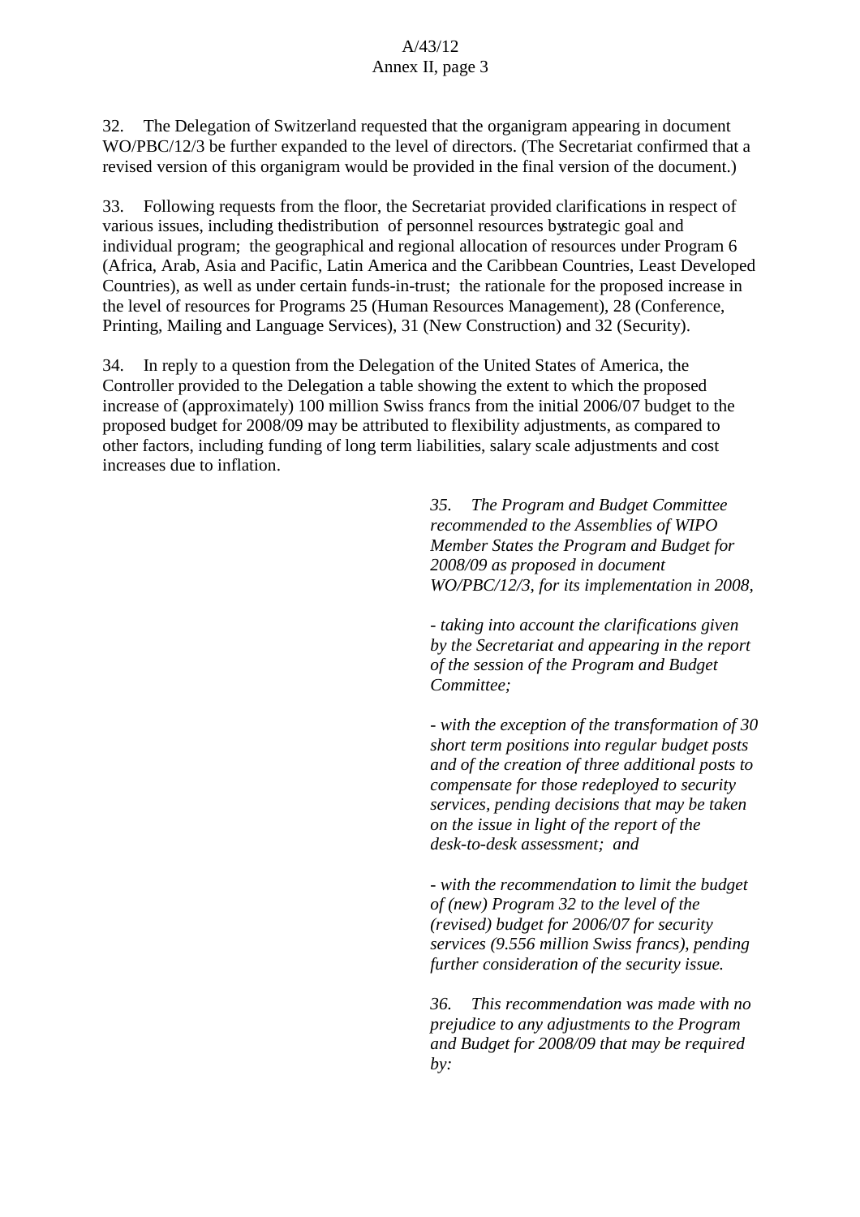32. The Delegation of Switzerland requested that the organigram appearing in document WO/PBC/12/3 be further expanded to the level of directors. (The Secretariat confirmed that a revised version of this organigram would be provided in the final version of the document.)

33. Following requests from the floor, the Secretariat provided clarifications in respect of various issues, including the distribution of personnel resources by strategic goal and individual program; the geographical and regional allocation of resources under Program 6 (Africa, Arab, Asia and Pacific, Latin America and the Caribbean Countries, Least Developed Countries), as well as under certain funds-in-trust; the rationale for the proposed increase in the level of resources for Programs 25 (Human Resources Management), 28 (Conference, Printing, Mailing and Language Services), 31 (New Construction) and 32 (Security).

34. In reply to a question from the Delegation of the United States of America, the Controller provided to the Delegation a table showing the extent to which the proposed increase of (approximately) 100 million Swiss francs from the initial 2006/07 budget to the proposed budget for 2008/09 may be attributed to flexibility adjustments, as compared to other factors, including funding of long term liabilities, salary scale adjustments and cost increases due to inflation.

*35. The Program and Budget Committee recommended to the Assemblies of WIPO Member States the Program and Budget for 2008/09 as proposed in document WO/PBC/12/3, for its implementation in 2008,*

*- taking into account the clarifications given by the Secretariat and appearing in the report of the session of the Program and Budget Committee;*

*- with the exception of the transformation of 30 short term positions into regular budget posts and of the creation of three additional posts to compensate for those redeployed to security services, pending decisions that may be taken on the issue in light of the report of the desk-to-desk assessment; and*

*- with the recommendation to limit the budget of (new) Program 32 to the level of the (revised) budget for 2006/07 for security services (9.556 million Swiss francs), pending further consideration of the security issue.*

*36. This recommendation was made with no prejudice to any adjustments to the Program and Budget for 2008/09 that may be required by:*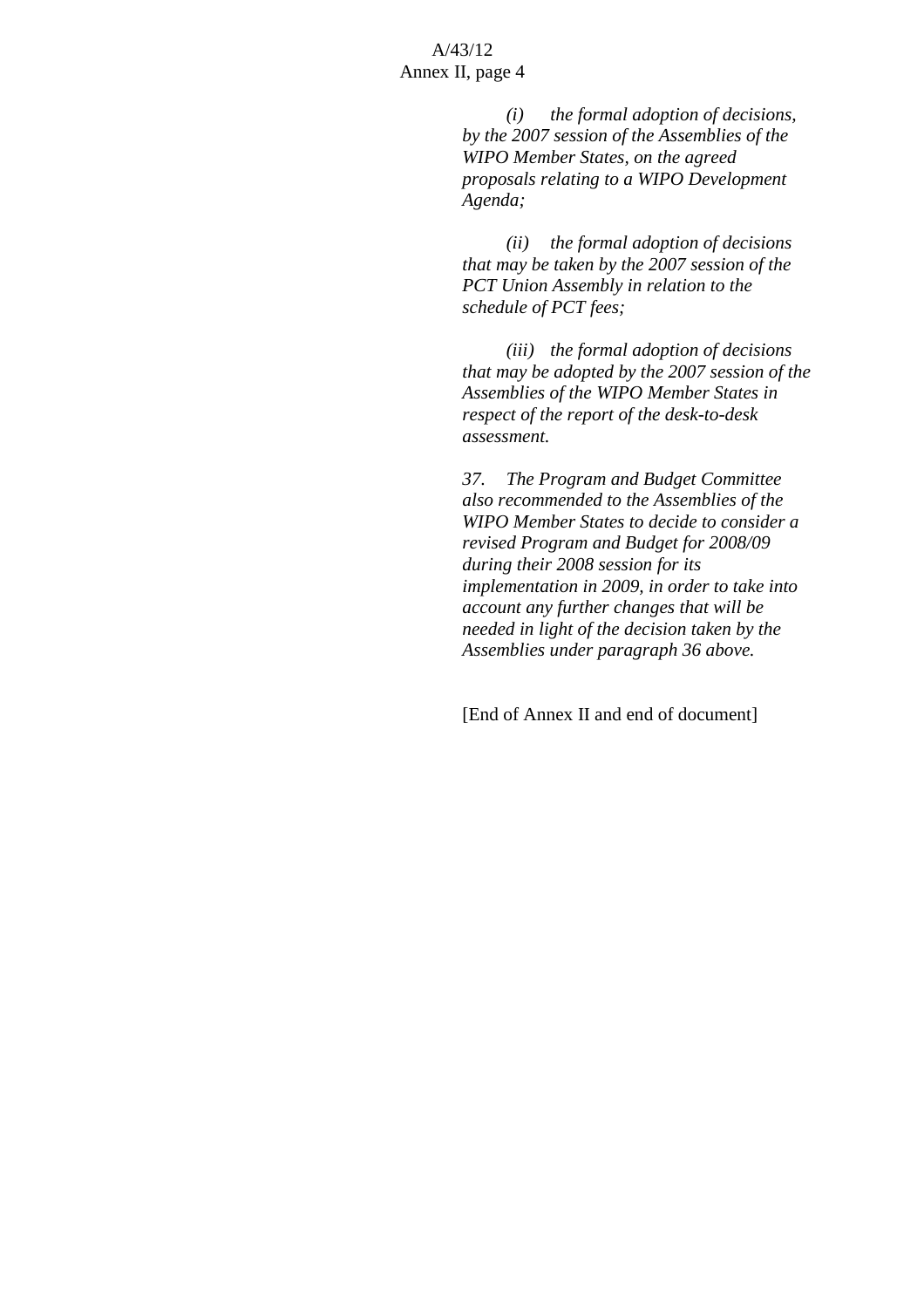*(i) the formal adoption of decisions, by the 2007 session of the Assemblies of the WIPO Member States, on the agreed proposals relating to a WIPO Development Agenda;*

*(ii) the formal adoption of decisions that may be taken by the 2007 session of the PCT Union Assembly in relation to the schedule of PCT fees;*

*(iii) the formal adoption of decisions that may be adopted by the 2007 session of the Assemblies of the WIPO Member States in respect of the report of the desk-to-desk assessment.*

*37. The Program and Budget Committee also recommended to the Assemblies of the WIPO Member States to decide to consider a revised Program and Budget for 2008/09 during their 2008 session for its implementation in 2009, in order to take into account any further changes that will be needed in light of the decision taken by the Assemblies under paragraph 36 above.*

[End of Annex II and end of document]